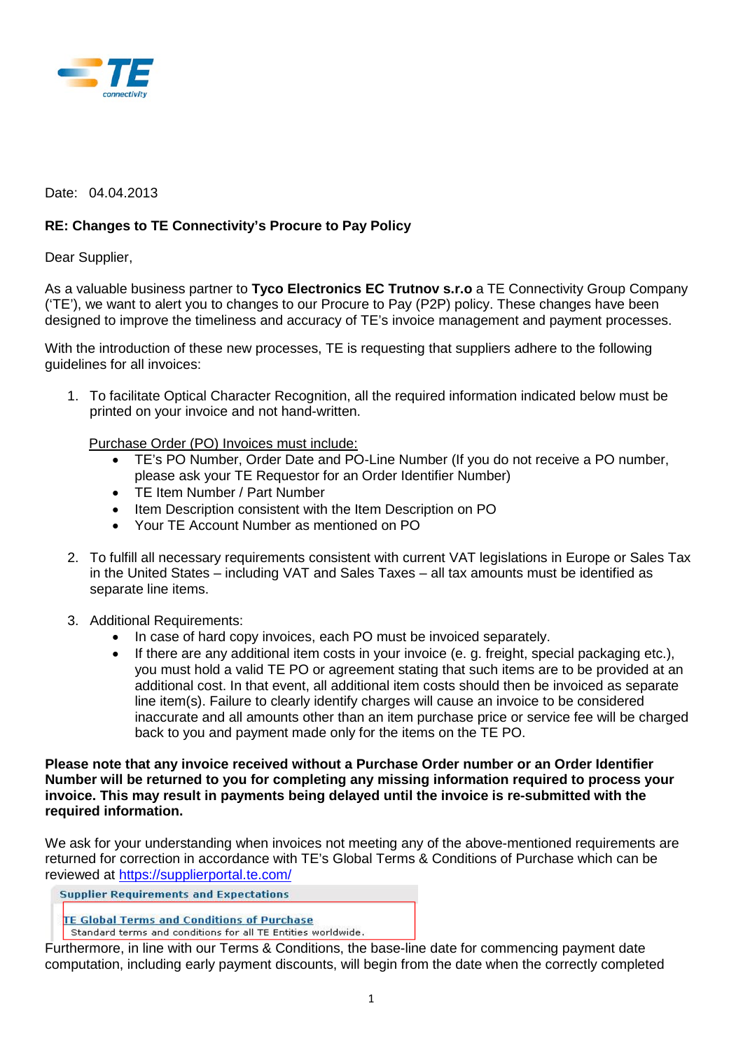Date: 04.04.2013

**RE: Changes to TE Connectivity's Procure to Pay Policy**

Dear Supplier,

As a valuable business partner to **Tyco Electronics EC Trutnov s.r.o** a TE Connectivity Group Company ('TE'), we want to alert you to changes to our Procure to Pay (P2P) policy. These changes have been designed to improve the timeliness and accuracy of TE's invoice management and payment processes.

With the introduction of these new processes, TE is requesting that suppliers adhere to the following guidelines for all invoices:

1. To facilitate Optical Character Recognition, all the required information indicated below must be printed on your invoice and not hand-written.

   Purchase Order (PO) Invoices must include:
   - TE's PO Number, Order Date and PO-Line Number (If you do not receive a PO number, please ask your TE Requestor for an Order Identifier Number)
   - TE Item Number / Part Number
   - Item Description consistent with the Item Description on PO
   - Your TE Account Number as mentioned on PO

2. To fulfill all necessary requirements consistent with current VAT legislations in Europe or Sales Tax in the United States – including VAT and Sales Taxes – all tax amounts must be identified as separate line items.

3. Additional Requirements:
   - In case of hard copy invoices, each PO must be invoiced separately.
   - If there are any additional item costs in your invoice (e. g. freight, special packaging etc.), you must hold a valid TE PO or agreement stating that such items are to be provided at an additional cost. In that event, all additional item costs should then be invoiced as separate line item(s). Failure to clearly identify charges will cause an invoice to be considered inaccurate and all amounts other than an item purchase price or service fee will be charged back to you and payment made only for the items on the TE PO.

**Please note that any invoice received without a Purchase Order number or an Order Identifier Number will be returned to you for completing any missing information required to process your invoice. This may result in payments being delayed until the invoice is re-submitted with the required information.**

We ask for your understanding when invoices not meeting any of the above-mentioned requirements are returned for correction in accordance with TE's Global Terms & Conditions of Purchase which can be reviewed at https://supplierportal.te.com/

**Supplier Requirements and Expectations**

TE Global Terms and Conditions of Purchase
Standard terms and conditions for all TE Entities worldwide.

Furthermore, in line with our Terms & Conditions, the base-line date for commencing payment date computation, including early payment discounts, will begin from the date when the correctly completed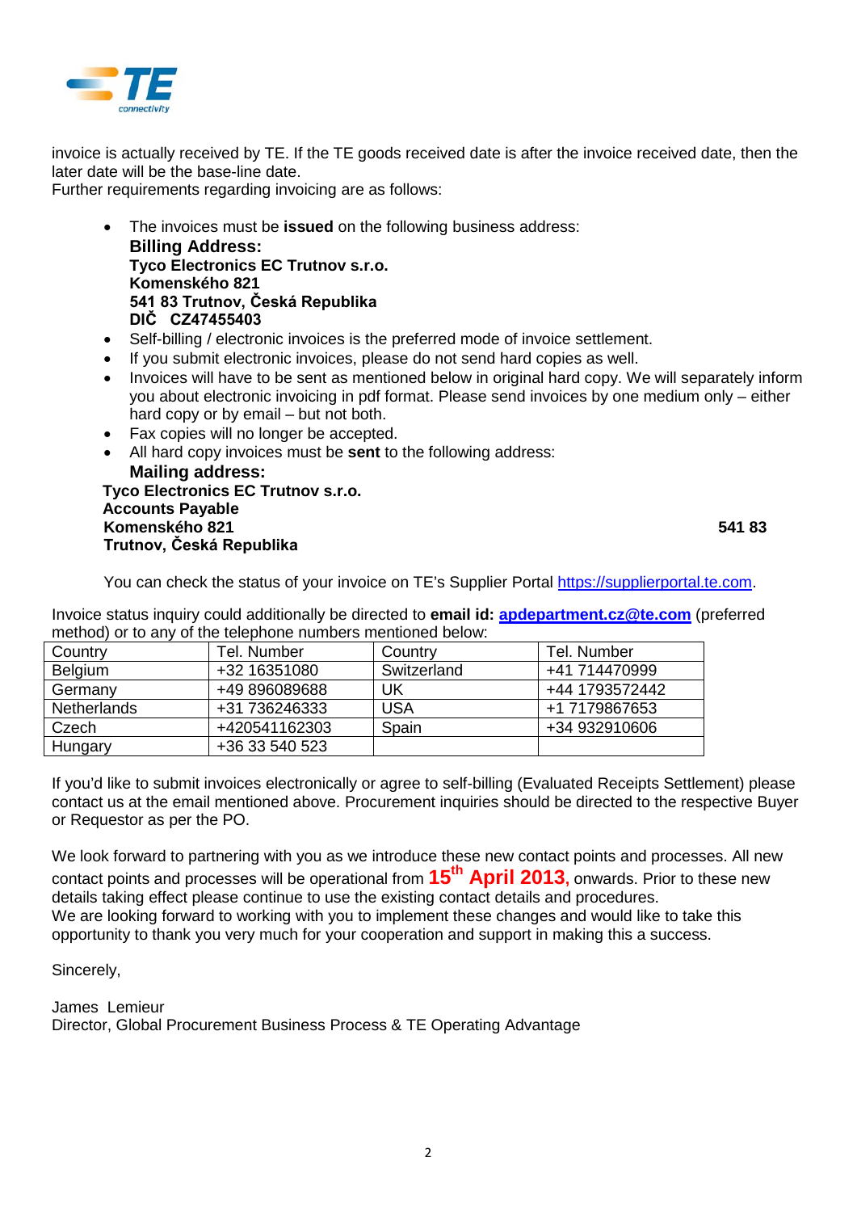invoice is actually received by TE. If the TE goods received date is after the invoice received date, then the later date will be the base-line date.
Further requirements regarding invoicing are as follows:

- The invoices must be **issued** on the following business address:
  **Billing Address:**
  **Tyco Electronics EC Trutnov s.r.o.**
  **Komenského 821**
  **541 83 Trutnov, Česká Republika**
  **DIČ CZ47455403**
- Self-billing / electronic invoices is the preferred mode of invoice settlement.
- If you submit electronic invoices, please do not send hard copies as well.
- Invoices will have to be sent as mentioned below in original hard copy. We will separately inform you about electronic invoicing in pdf format. Please send invoices by one medium only – either hard copy or by email – but not both.
- Fax copies will no longer be accepted.
- All hard copy invoices must be **sent** to the following address:
  **Mailing address:**

**Tyco Electronics EC Trutnov s.r.o.**
**Accounts Payable**
**Komenského 821** **541 83**
**Trutnov, Česká Republika**

You can check the status of your invoice on TE's Supplier Portal https://supplierportal.te.com.

Invoice status inquiry could additionally be directed to **email id: apdepartment.cz@te.com** (preferred method) or to any of the telephone numbers mentioned below:

| Country | Tel. Number | Country | Tel. Number |
|---|---|---|---|
| Belgium | +32 16351080 | Switzerland | +41 714470999 |
| Germany | +49 896089688 | UK | +44 1793572442 |
| Netherlands | +31 736246333 | USA | +1 7179867653 |
| Czech | +420541162303 | Spain | +34 932910606 |
| Hungary | +36 33 540 523 | | |

If you'd like to submit invoices electronically or agree to self-billing (Evaluated Receipts Settlement) please contact us at the email mentioned above. Procurement inquiries should be directed to the respective Buyer or Requestor as per the PO.

We look forward to partnering with you as we introduce these new contact points and processes. All new contact points and processes will be operational from **15th April 2013,** onwards. Prior to these new details taking effect please continue to use the existing contact details and procedures.
We are looking forward to working with you to implement these changes and would like to take this opportunity to thank you very much for your cooperation and support in making this a success.

Sincerely,

James Lemieur
Director, Global Procurement Business Process & TE Operating Advantage